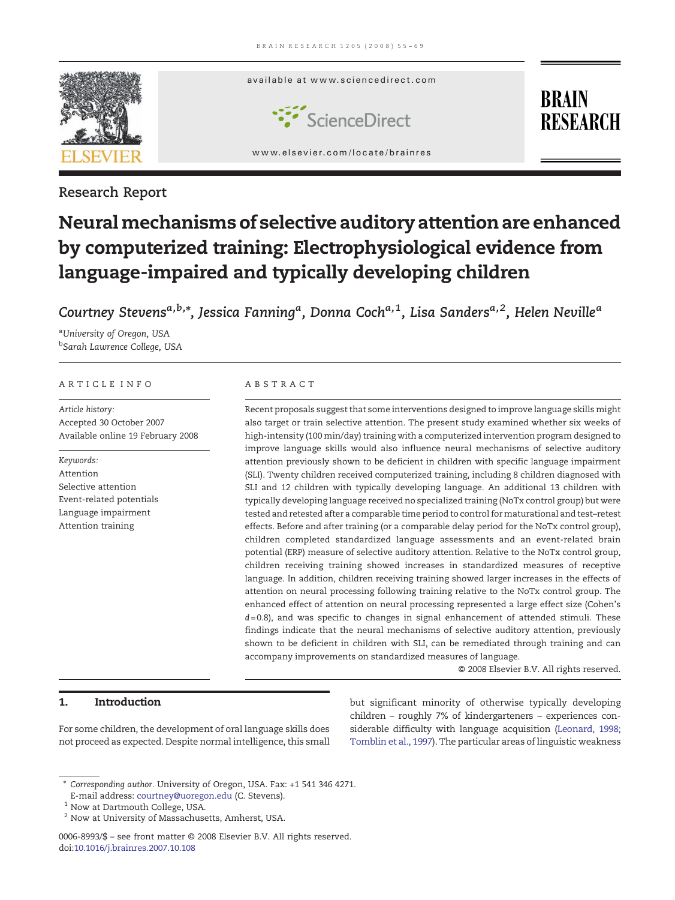Research Report

# Neural mechanisms of selective auditory attention are enhanced by computerized training: Electrophysiological evidence from language-impaired and typically developing children

*Courtney Stevens*[a,b,*], *Jessica Fanning*[a], *Donna Coch*[a,1], *Lisa Sanders*[a,2], *Helen Neville*[a]

[a] *University of Oregon, USA*
[b] *Sarah Lawrence College, USA*

## ARTICLE INFO

*Article history:*
Accepted 30 October 2007
Available online 19 February 2008

*Keywords:*
Attention
Selective attention
Event-related potentials
Language impairment
Attention training

## ABSTRACT

Recent proposals suggest that some interventions designed to improve language skills might also target or train selective attention. The present study examined whether six weeks of high-intensity (100 min/day) training with a computerized intervention program designed to improve language skills would also influence neural mechanisms of selective auditory attention previously shown to be deficient in children with specific language impairment (SLI). Twenty children received computerized training, including 8 children diagnosed with SLI and 12 children with typically developing language. An additional 13 children with typically developing language received no specialized training (NoTx control group) but were tested and retested after a comparable time period to control for maturational and test–retest effects. Before and after training (or a comparable delay period for the NoTx control group), children completed standardized language assessments and an event-related brain potential (ERP) measure of selective auditory attention. Relative to the NoTx control group, children receiving training showed increases in standardized measures of receptive language. In addition, children receiving training showed larger increases in the effects of attention on neural processing following training relative to the NoTx control group. The enhanced effect of attention on neural processing represented a large effect size (Cohen's $d = 0.8$), and was specific to changes in signal enhancement of attended stimuli. These findings indicate that the neural mechanisms of selective auditory attention, previously shown to be deficient in children with SLI, can be remediated through training and can accompany improvements on standardized measures of language.

© 2008 Elsevier B.V. All rights reserved.

## 1. Introduction

For some children, the development of oral language skills does not proceed as expected. Despite normal intelligence, this small but significant minority of otherwise typically developing children – roughly 7% of kindergarteners – experiences considerable difficulty with language acquisition (Leonard, 1998; Tomblin et al., 1997). The particular areas of linguistic weakness

\* *Corresponding author.* University of Oregon, USA. Fax: +1 541 346 4271.
E-mail address: courtney@uoregon.edu (C. Stevens).
[1] Now at Dartmouth College, USA.
[2] Now at University of Massachusetts, Amherst, USA.

0006-8993/$ – see front matter © 2008 Elsevier B.V. All rights reserved.
doi:10.1016/j.brainres.2007.10.108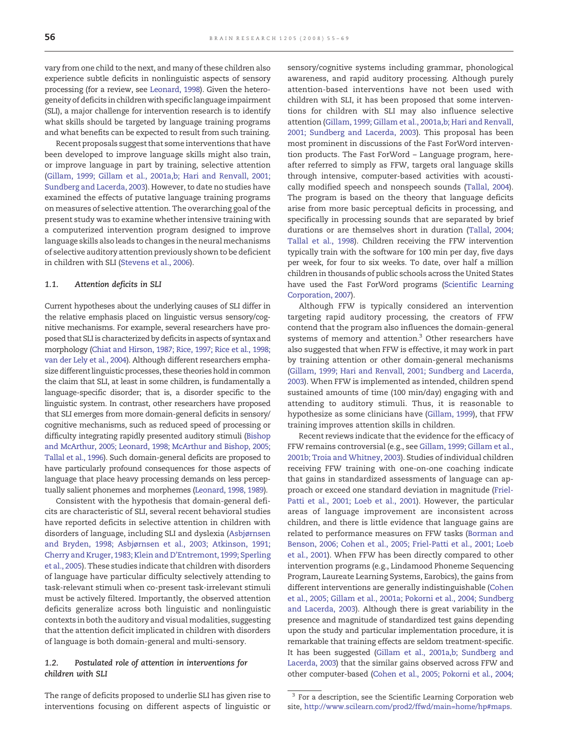vary from one child to the next, and many of these children also experience subtle deficits in nonlinguistic aspects of sensory processing (for a review, see Leonard, 1998). Given the heterogeneity of deficits in children with specific language impairment (SLI), a major challenge for intervention research is to identify what skills should be targeted by language training programs and what benefits can be expected to result from such training.

Recent proposals suggest that some interventions that have been developed to improve language skills might also train, or improve language in part by training, selective attention (Gillam, 1999; Gillam et al., 2001a,b; Hari and Renvall, 2001; Sundberg and Lacerda, 2003). However, to date no studies have examined the effects of putative language training programs on measures of selective attention. The overarching goal of the present study was to examine whether intensive training with a computerized intervention program designed to improve language skills also leads to changes in the neural mechanisms of selective auditory attention previously shown to be deficient in children with SLI (Stevens et al., 2006).

### 1.1. Attention deficits in SLI

Current hypotheses about the underlying causes of SLI differ in the relative emphasis placed on linguistic versus sensory/cognitive mechanisms. For example, several researchers have proposed that SLI is characterized by deficits in aspects of syntax and morphology (Chiat and Hirson, 1987; Rice, 1997; Rice et al., 1998; van der Lely et al., 2004). Although different researchers emphasize different linguistic processes, these theories hold in common the claim that SLI, at least in some children, is fundamentally a language-specific disorder; that is, a disorder specific to the linguistic system. In contrast, other researchers have proposed that SLI emerges from more domain-general deficits in sensory/cognitive mechanisms, such as reduced speed of processing or difficulty integrating rapidly presented auditory stimuli (Bishop and McArthur, 2005; Leonard, 1998; McArthur and Bishop, 2005; Tallal et al., 1996). Such domain-general deficits are proposed to have particularly profound consequences for those aspects of language that place heavy processing demands on less perceptually salient phonemes and morphemes (Leonard, 1998, 1989).

Consistent with the hypothesis that domain-general deficits are characteristic of SLI, several recent behavioral studies have reported deficits in selective attention in children with disorders of language, including SLI and dyslexia (Asbjørnsen and Bryden, 1998; Asbjørnsen et al., 2003; Atkinson, 1991; Cherry and Kruger, 1983; Klein and D'Entremont, 1999; Sperling et al., 2005). These studies indicate that children with disorders of language have particular difficulty selectively attending to task-relevant stimuli when co-present task-irrelevant stimuli must be actively filtered. Importantly, the observed attention deficits generalize across both linguistic and nonlinguistic contexts in both the auditory and visual modalities, suggesting that the attention deficit implicated in children with disorders of language is both domain-general and multi-sensory.

### 1.2. Postulated role of attention in interventions for children with SLI

The range of deficits proposed to underlie SLI has given rise to interventions focusing on different aspects of linguistic or sensory/cognitive systems including grammar, phonological awareness, and rapid auditory processing. Although purely attention-based interventions have not been used with children with SLI, it has been proposed that some interventions for children with SLI may also influence selective attention (Gillam, 1999; Gillam et al., 2001a,b; Hari and Renvall, 2001; Sundberg and Lacerda, 2003). This proposal has been most prominent in discussions of the Fast ForWord intervention products. The Fast ForWord – Language program, hereafter referred to simply as FFW, targets oral language skills through intensive, computer-based activities with acoustically modified speech and nonspeech sounds (Tallal, 2004). The program is based on the theory that language deficits arise from more basic perceptual deficits in processing, and specifically in processing sounds that are separated by brief durations or are themselves short in duration (Tallal, 2004; Tallal et al., 1998). Children receiving the FFW intervention typically train with the software for 100 min per day, five days per week, for four to six weeks. To date, over half a million children in thousands of public schools across the United States have used the Fast ForWord programs (Scientific Learning Corporation, 2007).

Although FFW is typically considered an intervention targeting rapid auditory processing, the creators of FFW contend that the program also influences the domain-general systems of memory and attention.[3] Other researchers have also suggested that when FFW is effective, it may work in part by training attention or other domain-general mechanisms (Gillam, 1999; Hari and Renvall, 2001; Sundberg and Lacerda, 2003). When FFW is implemented as intended, children spend sustained amounts of time (100 min/day) engaging with and attending to auditory stimuli. Thus, it is reasonable to hypothesize as some clinicians have (Gillam, 1999), that FFW training improves attention skills in children.

Recent reviews indicate that the evidence for the efficacy of FFW remains controversial (e.g., see Gillam, 1999; Gillam et al., 2001b; Troia and Whitney, 2003). Studies of individual children receiving FFW training with one-on-one coaching indicate that gains in standardized assessments of language can approach or exceed one standard deviation in magnitude (Friel-Patti et al., 2001; Loeb et al., 2001). However, the particular areas of language improvement are inconsistent across children, and there is little evidence that language gains are related to performance measures on FFW tasks (Borman and Benson, 2006; Cohen et al., 2005; Friel-Patti et al., 2001; Loeb et al., 2001). When FFW has been directly compared to other intervention programs (e.g., Lindamood Phoneme Sequencing Program, Laureate Learning Systems, Earobics), the gains from different interventions are generally indistinguishable (Cohen et al., 2005; Gillam et al., 2001a; Pokorni et al., 2004; Sundberg and Lacerda, 2003). Although there is great variability in the presence and magnitude of standardized test gains depending upon the study and particular implementation procedure, it is remarkable that training effects are seldom treatment-specific. It has been suggested (Gillam et al., 2001a,b; Sundberg and Lacerda, 2003) that the similar gains observed across FFW and other computer-based (Cohen et al., 2005; Pokorni et al., 2004;

[3] For a description, see the Scientific Learning Corporation web site, http://www.scilearn.com/prod2/ffwd/main=home/hp#maps.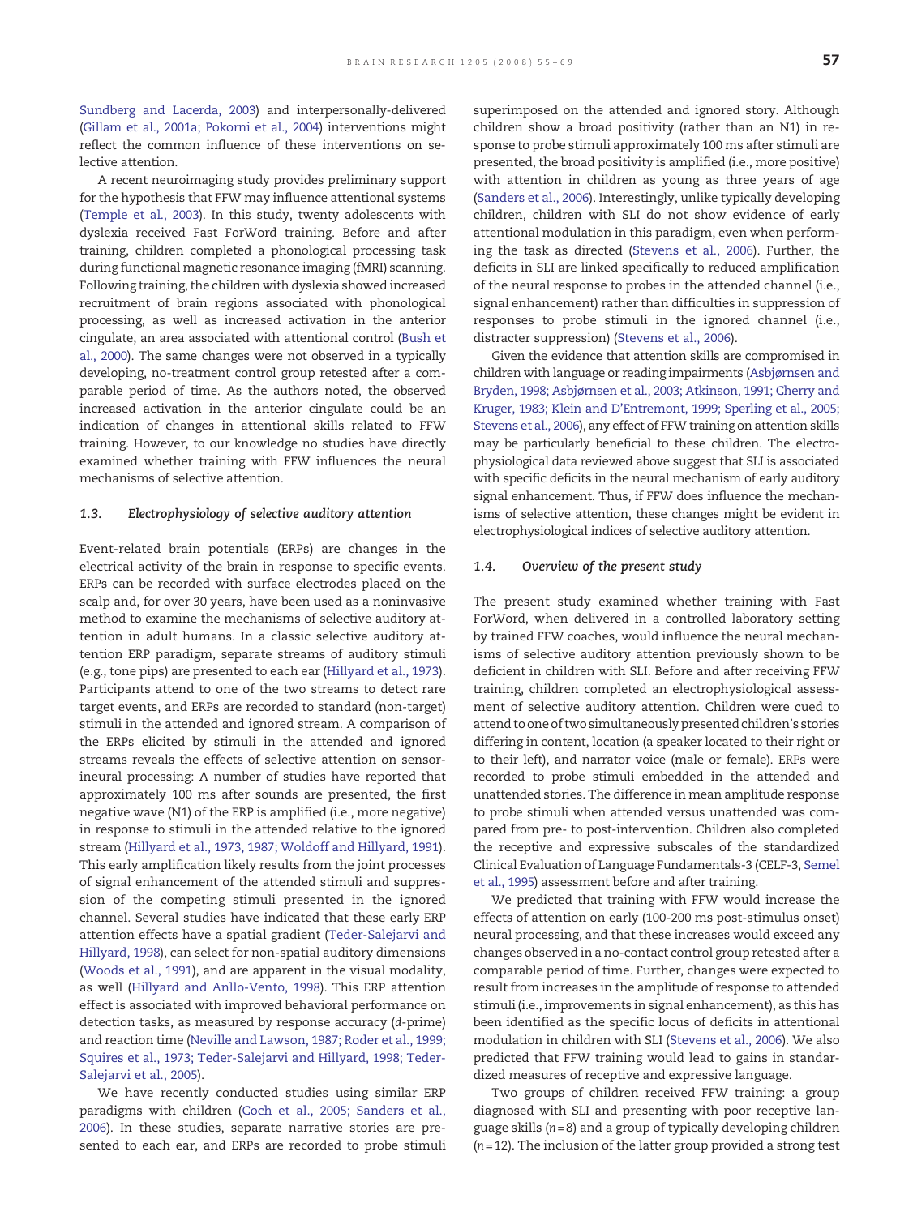Sundberg and Lacerda, 2003) and interpersonally-delivered (Gillam et al., 2001a; Pokorni et al., 2004) interventions might reflect the common influence of these interventions on selective attention.

A recent neuroimaging study provides preliminary support for the hypothesis that FFW may influence attentional systems (Temple et al., 2003). In this study, twenty adolescents with dyslexia received Fast ForWord training. Before and after training, children completed a phonological processing task during functional magnetic resonance imaging (fMRI) scanning. Following training, the children with dyslexia showed increased recruitment of brain regions associated with phonological processing, as well as increased activation in the anterior cingulate, an area associated with attentional control (Bush et al., 2000). The same changes were not observed in a typically developing, no-treatment control group retested after a comparable period of time. As the authors noted, the observed increased activation in the anterior cingulate could be an indication of changes in attentional skills related to FFW training. However, to our knowledge no studies have directly examined whether training with FFW influences the neural mechanisms of selective attention.

### 1.3. *Electrophysiology of selective auditory attention*

Event-related brain potentials (ERPs) are changes in the electrical activity of the brain in response to specific events. ERPs can be recorded with surface electrodes placed on the scalp and, for over 30 years, have been used as a noninvasive method to examine the mechanisms of selective auditory attention in adult humans. In a classic selective auditory attention ERP paradigm, separate streams of auditory stimuli (e.g., tone pips) are presented to each ear (Hillyard et al., 1973). Participants attend to one of the two streams to detect rare target events, and ERPs are recorded to standard (non-target) stimuli in the attended and ignored stream. A comparison of the ERPs elicited by stimuli in the attended and ignored streams reveals the effects of selective attention on sensorineural processing: A number of studies have reported that approximately 100 ms after sounds are presented, the first negative wave (N1) of the ERP is amplified (i.e., more negative) in response to stimuli in the attended relative to the ignored stream (Hillyard et al., 1973, 1987; Woldoff and Hillyard, 1991). This early amplification likely results from the joint processes of signal enhancement of the attended stimuli and suppression of the competing stimuli presented in the ignored channel. Several studies have indicated that these early ERP attention effects have a spatial gradient (Teder-Salejarvi and Hillyard, 1998), can select for non-spatial auditory dimensions (Woods et al., 1991), and are apparent in the visual modality, as well (Hillyard and Anllo-Vento, 1998). This ERP attention effect is associated with improved behavioral performance on detection tasks, as measured by response accuracy (*d*-prime) and reaction time (Neville and Lawson, 1987; Roder et al., 1999; Squires et al., 1973; Teder-Salejarvi and Hillyard, 1998; Teder-Salejarvi et al., 2005).

We have recently conducted studies using similar ERP paradigms with children (Coch et al., 2005; Sanders et al., 2006). In these studies, separate narrative stories are presented to each ear, and ERPs are recorded to probe stimuli superimposed on the attended and ignored story. Although children show a broad positivity (rather than an N1) in response to probe stimuli approximately 100 ms after stimuli are presented, the broad positivity is amplified (i.e., more positive) with attention in children as young as three years of age (Sanders et al., 2006). Interestingly, unlike typically developing children, children with SLI do not show evidence of early attentional modulation in this paradigm, even when performing the task as directed (Stevens et al., 2006). Further, the deficits in SLI are linked specifically to reduced amplification of the neural response to probes in the attended channel (i.e., signal enhancement) rather than difficulties in suppression of responses to probe stimuli in the ignored channel (i.e., distracter suppression) (Stevens et al., 2006).

Given the evidence that attention skills are compromised in children with language or reading impairments (Asbjørnsen and Bryden, 1998; Asbjørnsen et al., 2003; Atkinson, 1991; Cherry and Kruger, 1983; Klein and D'Entremont, 1999; Sperling et al., 2005; Stevens et al., 2006), any effect of FFW training on attention skills may be particularly beneficial to these children. The electrophysiological data reviewed above suggest that SLI is associated with specific deficits in the neural mechanism of early auditory signal enhancement. Thus, if FFW does influence the mechanisms of selective attention, these changes might be evident in electrophysiological indices of selective auditory attention.

### 1.4. *Overview of the present study*

The present study examined whether training with Fast ForWord, when delivered in a controlled laboratory setting by trained FFW coaches, would influence the neural mechanisms of selective auditory attention previously shown to be deficient in children with SLI. Before and after receiving FFW training, children completed an electrophysiological assessment of selective auditory attention. Children were cued to attend to one of two simultaneously presented children's stories differing in content, location (a speaker located to their right or to their left), and narrator voice (male or female). ERPs were recorded to probe stimuli embedded in the attended and unattended stories. The difference in mean amplitude response to probe stimuli when attended versus unattended was compared from pre- to post-intervention. Children also completed the receptive and expressive subscales of the standardized Clinical Evaluation of Language Fundamentals-3 (CELF-3, Semel et al., 1995) assessment before and after training.

We predicted that training with FFW would increase the effects of attention on early (100-200 ms post-stimulus onset) neural processing, and that these increases would exceed any changes observed in a no-contact control group retested after a comparable period of time. Further, changes were expected to result from increases in the amplitude of response to attended stimuli (i.e., improvements in signal enhancement), as this has been identified as the specific locus of deficits in attentional modulation in children with SLI (Stevens et al., 2006). We also predicted that FFW training would lead to gains in standardized measures of receptive and expressive language.

Two groups of children received FFW training: a group diagnosed with SLI and presenting with poor receptive language skills ($n = 8$) and a group of typically developing children ($n = 12$). The inclusion of the latter group provided a strong test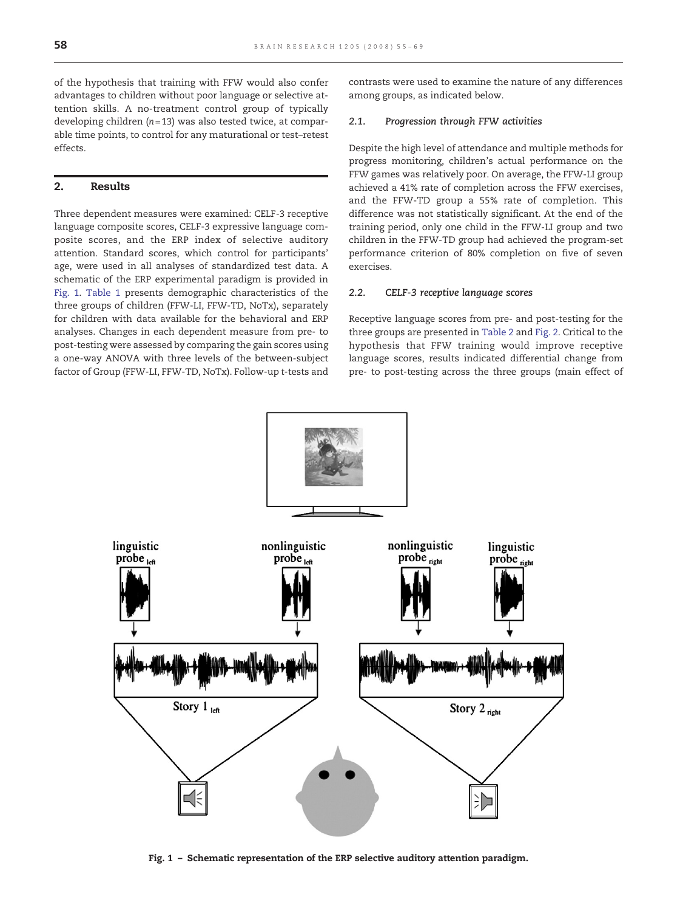of the hypothesis that training with FFW would also confer advantages to children without poor language or selective attention skills. A no-treatment control group of typically developing children ($n=13$) was also tested twice, at comparable time points, to control for any maturational or test–retest effects.

## 2. Results

Three dependent measures were examined: CELF-3 receptive language composite scores, CELF-3 expressive language composite scores, and the ERP index of selective auditory attention. Standard scores, which control for participants' age, were used in all analyses of standardized test data. A schematic of the ERP experimental paradigm is provided in Fig. 1. Table 1 presents demographic characteristics of the three groups of children (FFW-LI, FFW-TD, NoTx), separately for children with data available for the behavioral and ERP analyses. Changes in each dependent measure from pre- to post-testing were assessed by comparing the gain scores using a one-way ANOVA with three levels of the between-subject factor of Group (FFW-LI, FFW-TD, NoTx). Follow-up $t$-tests and contrasts were used to examine the nature of any differences among groups, as indicated below.

### 2.1. Progression through FFW activities

Despite the high level of attendance and multiple methods for progress monitoring, children's actual performance on the FFW games was relatively poor. On average, the FFW-LI group achieved a 41% rate of completion across the FFW exercises, and the FFW-TD group a 55% rate of completion. This difference was not statistically significant. At the end of the training period, only one child in the FFW-LI group and two children in the FFW-TD group had achieved the program-set performance criterion of 80% completion on five of seven exercises.

### 2.2. CELF-3 receptive language scores

Receptive language scores from pre- and post-testing for the three groups are presented in Table 2 and Fig. 2. Critical to the hypothesis that FFW training would improve receptive language scores, results indicated differential change from pre- to post-testing across the three groups (main effect of

**Fig. 1 – Schematic representation of the ERP selective auditory attention paradigm.**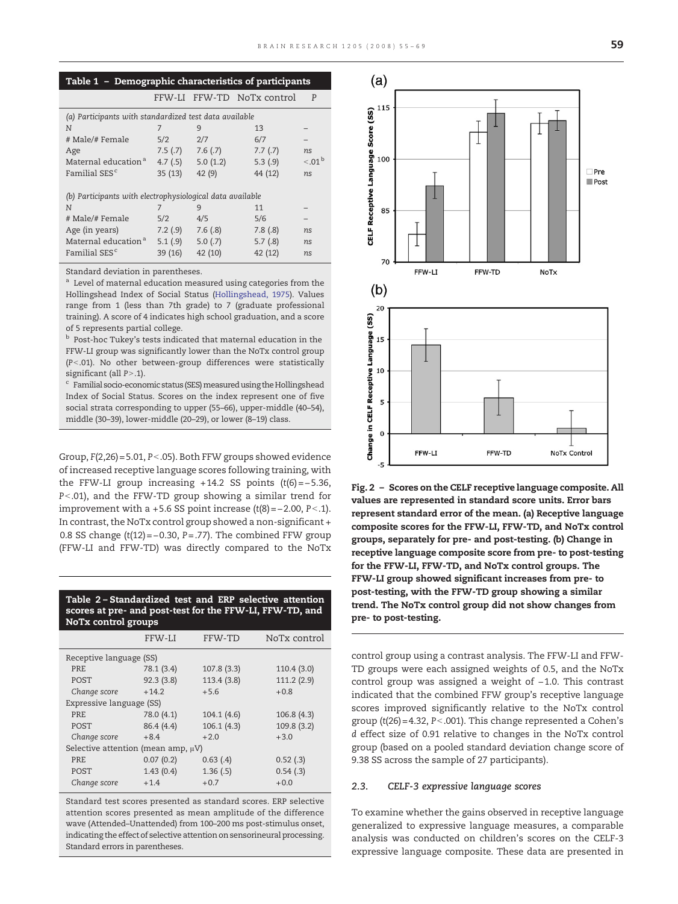**Table 1 – Demographic characteristics of participants**

| | FFW-LI | FFW-TD | NoTx control | P |
|---|---|---|---|---|
| *(a) Participants with standardized test data available* | | | | |
| N | 7 | 9 | 13 | – |
| # Male/# Female | 5/2 | 2/7 | 6/7 | – |
| Age | 7.5 (.7) | 7.6 (.7) | 7.7 (.7) | ns |
| Maternal education [a] | 4.7 (.5) | 5.0 (1.2) | 5.3 (.9) | <.01 [b] |
| Familial SES [c] | 35 (13) | 42 (9) | 44 (12) | ns |
| *(b) Participants with electrophysiological data available* | | | | |
| N | 7 | 9 | 11 | – |
| # Male/# Female | 5/2 | 4/5 | 5/6 | – |
| Age (in years) | 7.2 (.9) | 7.6 (.8) | 7.8 (.8) | ns |
| Maternal education [a] | 5.1 (.9) | 5.0 (.7) | 5.7 (.8) | ns |
| Familial SES [c] | 39 (16) | 42 (10) | 42 (12) | ns |

Standard deviation in parentheses.

[a] Level of maternal education measured using categories from the Hollingshead Index of Social Status (Hollingshead, 1975). Values range from 1 (less than 7th grade) to 7 (graduate professional training). A score of 4 indicates high school graduation, and a score of 5 represents partial college.

[b] Post-hoc Tukey's tests indicated that maternal education in the FFW-LI group was significantly lower than the NoTx control group ($P<.01$). No other between-group differences were statistically significant (all $P>.1$).

[c] Familial socio-economic status (SES) measured using the Hollingshead Index of Social Status. Scores on the index represent one of five social strata corresponding to upper (55–66), upper-middle (40–54), middle (30–39), lower-middle (20–29), or lower (8–19) class.

Group, $F(2,26)=5.01$, $P<.05$). Both FFW groups showed evidence of increased receptive language scores following training, with the FFW-LI group increasing +14.2 SS points ($t(6)=-5.36$, $P<.01$), and the FFW-TD group showing a similar trend for improvement with a +5.6 SS point increase ($t(8)=-2.00$, $P<.1$). In contrast, the NoTx control group showed a non-significant + 0.8 SS change ($t(12)=-0.30$, $P=.77$). The combined FFW group (FFW-LI and FFW-TD) was directly compared to the NoTx control group using a contrast analysis. The FFW-LI and FFW-TD groups were each assigned weights of 0.5, and the NoTx control group was assigned a weight of −1.0. This contrast indicated that the combined FFW group's receptive language scores improved significantly relative to the NoTx control group ($t(26)=4.32$, $P<.001$). This change represented a Cohen's $d$ effect size of 0.91 relative to changes in the NoTx control group (based on a pooled standard deviation change score of 9.38 SS across the sample of 27 participants).

**Table 2 – Standardized test and ERP selective attention scores at pre- and post-test for the FFW-LI, FFW-TD, and NoTx control groups**

| | FFW-LI | FFW-TD | NoTx control |
|---|---|---|---|
| Receptive language (SS) | | | |
| PRE | 78.1 (3.4) | 107.8 (3.3) | 110.4 (3.0) |
| POST | 92.3 (3.8) | 113.4 (3.8) | 111.2 (2.9) |
| *Change score* | +14.2 | +5.6 | +0.8 |
| Expressive language (SS) | | | |
| PRE | 78.0 (4.1) | 104.1 (4.6) | 106.8 (4.3) |
| POST | 86.4 (4.4) | 106.1 (4.3) | 109.8 (3.2) |
| *Change score* | +8.4 | +2.0 | +3.0 |
| Selective attention (mean amp, μV) | | | |
| PRE | 0.07 (0.2) | 0.63 (.4) | 0.52 (.3) |
| POST | 1.43 (0.4) | 1.36 (.5) | 0.54 (.3) |
| *Change score* | +1.4 | +0.7 | +0.0 |

Standard test scores presented as standard scores. ERP selective attention scores presented as mean amplitude of the difference wave (Attended–Unattended) from 100–200 ms post-stimulus onset, indicating the effect of selective attention on sensorineural processing. Standard errors in parentheses.

**Fig. 2 – Scores on the CELF receptive language composite. All values are represented in standard score units. Error bars represent standard error of the mean. (a) Receptive language composite scores for the FFW-LI, FFW-TD, and NoTx control groups, separately for pre- and post-testing. (b) Change in receptive language composite score from pre- to post-testing for the FFW-LI, FFW-TD, and NoTx control groups. The FFW-LI group showed significant increases from pre- to post-testing, with the FFW-TD group showing a similar trend. The NoTx control group did not show changes from pre- to post-testing.**

### 2.3. CELF-3 expressive language scores

To examine whether the gains observed in receptive language generalized to expressive language measures, a comparable analysis was conducted on children's scores on the CELF-3 expressive language composite. These data are presented in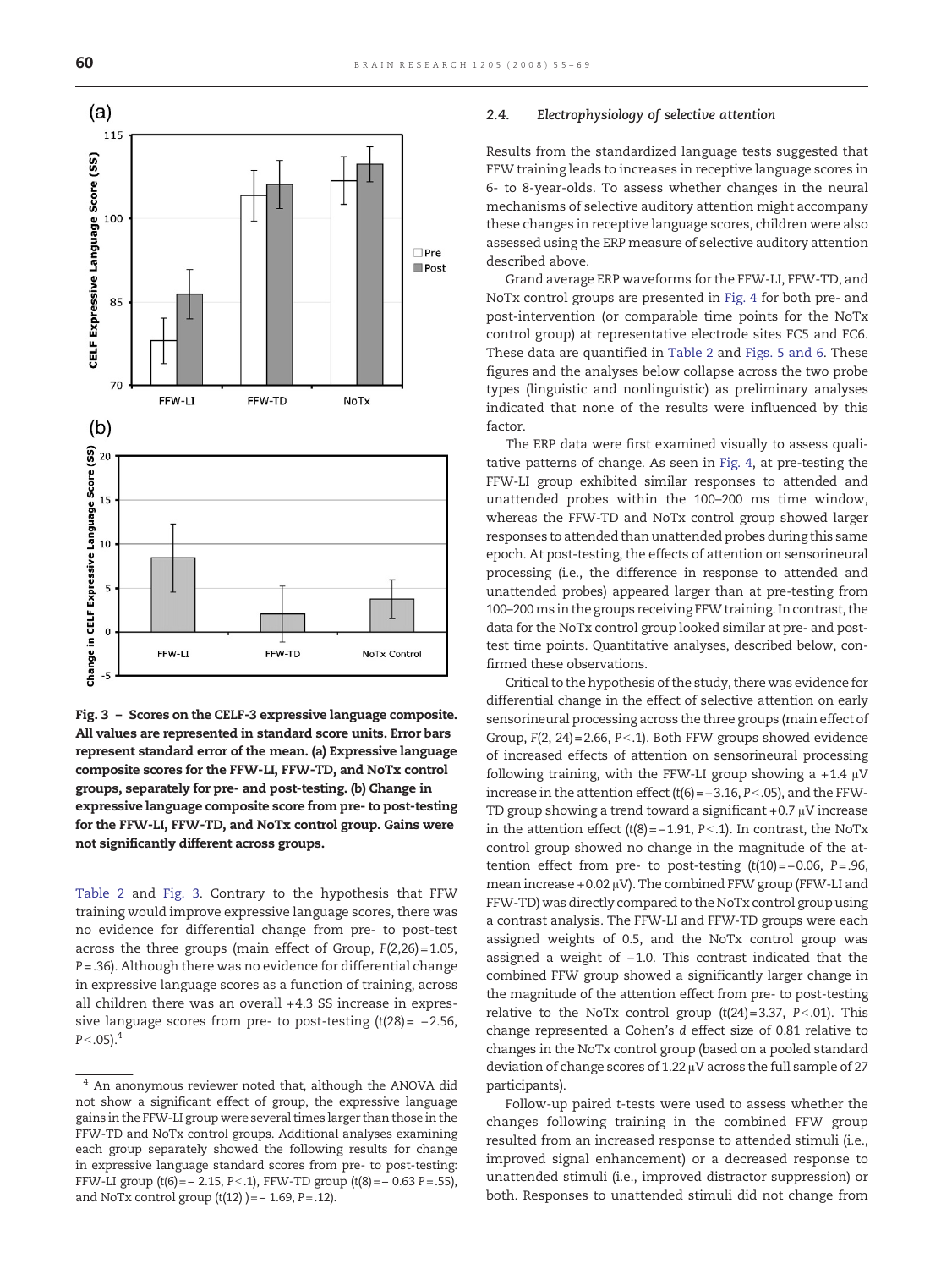Fig. 3 – Scores on the CELF-3 expressive language composite. All values are represented in standard score units. Error bars represent standard error of the mean. (a) Expressive language composite scores for the FFW-LI, FFW-TD, and NoTx control groups, separately for pre- and post-testing. (b) Change in expressive language composite score from pre- to post-testing for the FFW-LI, FFW-TD, and NoTx control group. Gains were not significantly different across groups.

Table 2 and Fig. 3. Contrary to the hypothesis that FFW training would improve expressive language scores, there was no evidence for differential change from pre- to post-test across the three groups (main effect of Group, $F(2,26)=1.05$, $P=.36$). Although there was no evidence for differential change in expressive language scores as a function of training, across all children there was an overall +4.3 SS increase in expressive language scores from pre- to post-testing ($t(28)=-2.56$, $P<.05$).[4]

[4] An anonymous reviewer noted that, although the ANOVA did not show a significant effect of group, the expressive language gains in the FFW-LI group were several times larger than those in the FFW-TD and NoTx control groups. Additional analyses examining each group separately showed the following results for change in expressive language standard scores from pre- to post-testing: FFW-LI group ($t(6)=-2.15$, $P<.1$), FFW-TD group ($t(8)=-0.63$ $P=.55$), and NoTx control group ($t(12)=-1.69$, $P=.12$).

### 2.4. Electrophysiology of selective attention

Results from the standardized language tests suggested that FFW training leads to increases in receptive language scores in 6- to 8-year-olds. To assess whether changes in the neural mechanisms of selective auditory attention might accompany these changes in receptive language scores, children were also assessed using the ERP measure of selective auditory attention described above.

Grand average ERP waveforms for the FFW-LI, FFW-TD, and NoTx control groups are presented in Fig. 4 for both pre- and post-intervention (or comparable time points for the NoTx control group) at representative electrode sites FC5 and FC6. These data are quantified in Table 2 and Figs. 5 and 6. These figures and the analyses below collapse across the two probe types (linguistic and nonlinguistic) as preliminary analyses indicated that none of the results were influenced by this factor.

The ERP data were first examined visually to assess qualitative patterns of change. As seen in Fig. 4, at pre-testing the FFW-LI group exhibited similar responses to attended and unattended probes within the 100–200 ms time window, whereas the FFW-TD and NoTx control group showed larger responses to attended than unattended probes during this same epoch. At post-testing, the effects of attention on sensorineural processing (i.e., the difference in response to attended and unattended probes) appeared larger than at pre-testing from 100–200 ms in the groups receiving FFW training. In contrast, the data for the NoTx control group looked similar at pre- and post-test time points. Quantitative analyses, described below, confirmed these observations.

Critical to the hypothesis of the study, there was evidence for differential change in the effect of selective attention on early sensorineural processing across the three groups (main effect of Group, $F(2, 24)=2.66$, $P<.1$). Both FFW groups showed evidence of increased effects of attention on sensorineural processing following training, with the FFW-LI group showing a +1.4 μV increase in the attention effect ($t(6)=-3.16$, $P<.05$), and the FFW-TD group showing a trend toward a significant +0.7 μV increase in the attention effect ($t(8)=-1.91$, $P<.1$). In contrast, the NoTx control group showed no change in the magnitude of the attention effect from pre- to post-testing ($t(10)=-0.06$, $P=.96$, mean increase +0.02 μV). The combined FFW group (FFW-LI and FFW-TD) was directly compared to the NoTx control group using a contrast analysis. The FFW-LI and FFW-TD groups were each assigned weights of 0.5, and the NoTx control group was assigned a weight of −1.0. This contrast indicated that the combined FFW group showed a significantly larger change in the magnitude of the attention effect from pre- to post-testing relative to the NoTx control group ($t(24)=3.37$, $P<.01$). This change represented a Cohen's $d$ effect size of 0.81 relative to changes in the NoTx control group (based on a pooled standard deviation of change scores of 1.22 μV across the full sample of 27 participants).

Follow-up paired $t$-tests were used to assess whether the changes following training in the combined FFW group resulted from an increased response to attended stimuli (i.e., improved signal enhancement) or a decreased response to unattended stimuli (i.e., improved distractor suppression) or both. Responses to unattended stimuli did not change from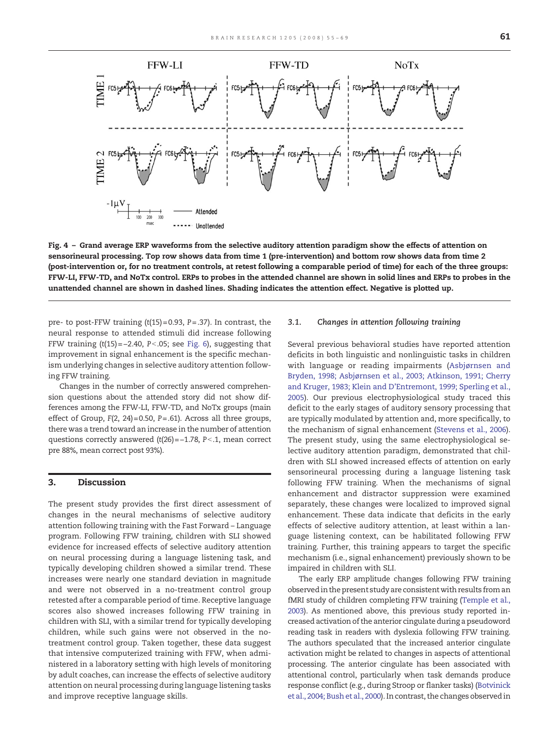Fig. 4 – Grand average ERP waveforms from the selective auditory attention paradigm show the effects of attention on sensorineural processing. Top row shows data from time 1 (pre-intervention) and bottom row shows data from time 2 (post-intervention or, for no treatment controls, at retest following a comparable period of time) for each of the three groups: FFW-LI, FFW-TD, and NoTx control. ERPs to probes in the attended channel are shown in solid lines and ERPs to probes in the unattended channel are shown in dashed lines. Shading indicates the attention effect. Negative is plotted up.

pre- to post-FFW training ($t(15)=0.93$, $P=.37$). In contrast, the neural response to attended stimuli did increase following FFW training ($t(15)=-2.40$, $P<.05$; see Fig. 6), suggesting that improvement in signal enhancement is the specific mechanism underlying changes in selective auditory attention following FFW training.

Changes in the number of correctly answered comprehension questions about the attended story did not show differences among the FFW-LI, FFW-TD, and NoTx groups (main effect of Group, $F(2, 24)=0.50$, $P=.61$). Across all three groups, there was a trend toward an increase in the number of attention questions correctly answered ($t(26)=-1.78$, $P<.1$, mean correct pre 88%, mean correct post 93%).

## 3. Discussion

The present study provides the first direct assessment of changes in the neural mechanisms of selective auditory attention following training with the Fast Forward – Language program. Following FFW training, children with SLI showed evidence for increased effects of selective auditory attention on neural processing during a language listening task, and typically developing children showed a similar trend. These increases were nearly one standard deviation in magnitude and were not observed in a no-treatment control group retested after a comparable period of time. Receptive language scores also showed increases following FFW training in children with SLI, with a similar trend for typically developing children, while such gains were not observed in the no-treatment control group. Taken together, these data suggest that intensive computerized training with FFW, when administered in a laboratory setting with high levels of monitoring by adult coaches, can increase the effects of selective auditory attention on neural processing during language listening tasks and improve receptive language skills.

### 3.1. Changes in attention following training

Several previous behavioral studies have reported attention deficits in both linguistic and nonlinguistic tasks in children with language or reading impairments (Asbjørnsen and Bryden, 1998; Asbjørnsen et al., 2003; Atkinson, 1991; Cherry and Kruger, 1983; Klein and D'Entremont, 1999; Sperling et al., 2005). Our previous electrophysiological study traced this deficit to the early stages of auditory sensory processing that are typically modulated by attention and, more specifically, to the mechanism of signal enhancement (Stevens et al., 2006). The present study, using the same electrophysiological selective auditory attention paradigm, demonstrated that children with SLI showed increased effects of attention on early sensorineural processing during a language listening task following FFW training. When the mechanisms of signal enhancement and distractor suppression were examined separately, these changes were localized to improved signal enhancement. These data indicate that deficits in the early effects of selective auditory attention, at least within a language listening context, can be habilitated following FFW training. Further, this training appears to target the specific mechanism (i.e., signal enhancement) previously shown to be impaired in children with SLI.

The early ERP amplitude changes following FFW training observed in the present study are consistent with results from an fMRI study of children completing FFW training (Temple et al., 2003). As mentioned above, this previous study reported increased activation of the anterior cingulate during a pseudoword reading task in readers with dyslexia following FFW training. The authors speculated that the increased anterior cingulate activation might be related to changes in aspects of attentional processing. The anterior cingulate has been associated with attentional control, particularly when task demands produce response conflict (e.g., during Stroop or flanker tasks) (Botvinick et al., 2004; Bush et al., 2000). In contrast, the changes observed in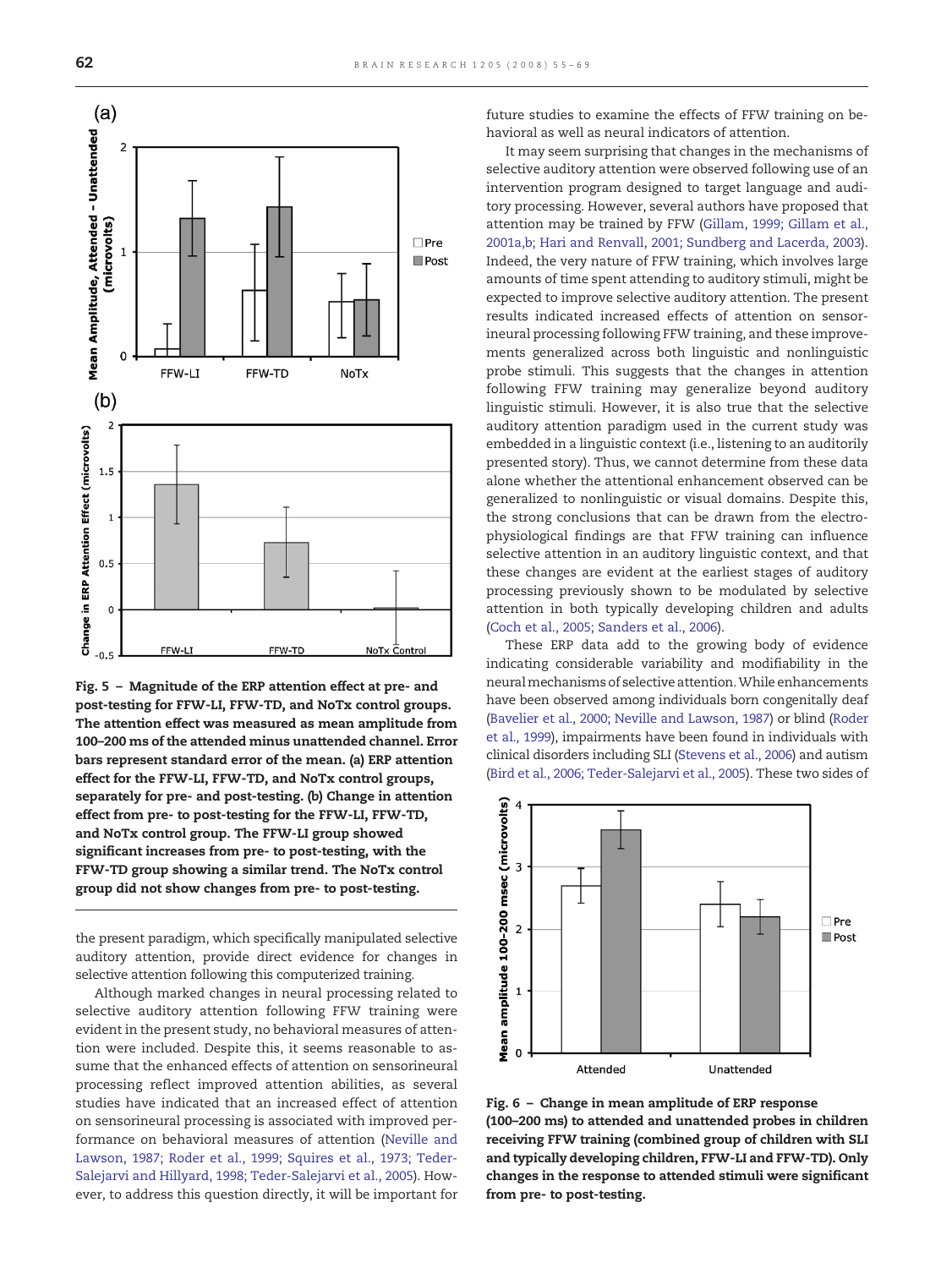(a)

Mean Amplitude, Attended - Unattended (microvolts)

2

1

0

FFW-LI

FFW-TD

NoTx

Pre

Post

(b)

Change in ERP Attention Effect (microvolts)

2

1.5

1

0.5

0

-0.5

FFW-LI

FFW-TD

NoTx Control

**Fig. 5 – Magnitude of the ERP attention effect at pre- and post-testing for FFW-LI, FFW-TD, and NoTx control groups. The attention effect was measured as mean amplitude from 100–200 ms of the attended minus unattended channel. Error bars represent standard error of the mean. (a) ERP attention effect for the FFW-LI, FFW-TD, and NoTx control groups, separately for pre- and post-testing. (b) Change in attention effect from pre- to post-testing for the FFW-LI, FFW-TD, and NoTx control group. The FFW-LI group showed significant increases from pre- to post-testing, with the FFW-TD group showing a similar trend. The NoTx control group did not show changes from pre- to post-testing.**

the present paradigm, which specifically manipulated selective auditory attention, provide direct evidence for changes in selective attention following this computerized training.

Although marked changes in neural processing related to selective auditory attention following FFW training were evident in the present study, no behavioral measures of attention were included. Despite this, it seems reasonable to assume that the enhanced effects of attention on sensorineural processing reflect improved attention abilities, as several studies have indicated that an increased effect of attention on sensorineural processing is associated with improved performance on behavioral measures of attention (Neville and Lawson, 1987; Roder et al., 1999; Squires et al., 1973; Teder-Salejarvi and Hillyard, 1998; Teder-Salejarvi et al., 2005). However, to address this question directly, it will be important for future studies to examine the effects of FFW training on behavioral as well as neural indicators of attention.

It may seem surprising that changes in the mechanisms of selective auditory attention were observed following use of an intervention program designed to target language and auditory processing. However, several authors have proposed that attention may be trained by FFW (Gillam, 1999; Gillam et al., 2001a,b; Hari and Renvall, 2001; Sundberg and Lacerda, 2003). Indeed, the very nature of FFW training, which involves large amounts of time spent attending to auditory stimuli, might be expected to improve selective auditory attention. The present results indicated increased effects of attention on sensorineural processing following FFW training, and these improvements generalized across both linguistic and nonlinguistic probe stimuli. This suggests that the changes in attention following FFW training may generalize beyond auditory linguistic stimuli. However, it is also true that the selective auditory attention paradigm used in the current study was embedded in a linguistic context (i.e., listening to an auditorily presented story). Thus, we cannot determine from these data alone whether the attentional enhancement observed can be generalized to nonlinguistic or visual domains. Despite this, the strong conclusions that can be drawn from the electrophysiological findings are that FFW training can influence selective attention in an auditory linguistic context, and that these changes are evident at the earliest stages of auditory processing previously shown to be modulated by selective attention in both typically developing children and adults (Coch et al., 2005; Sanders et al., 2006).

These ERP data add to the growing body of evidence indicating considerable variability and modifiability in the neural mechanisms of selective attention. While enhancements have been observed among individuals born congenitally deaf (Bavelier et al., 2000; Neville and Lawson, 1987) or blind (Roder et al., 1999), impairments have been found in individuals with clinical disorders including SLI (Stevens et al., 2006) and autism (Bird et al., 2006; Teder-Salejarvi et al., 2005). These two sides of

Mean amplitude 100–200 msec (microvolts)

4

3

2

1

0

Attended

Unattended

Pre

Post

**Fig. 6 – Change in mean amplitude of ERP response (100–200 ms) to attended and unattended probes in children receiving FFW training (combined group of children with SLI and typically developing children, FFW-LI and FFW-TD). Only changes in the response to attended stimuli were significant from pre- to post-testing.**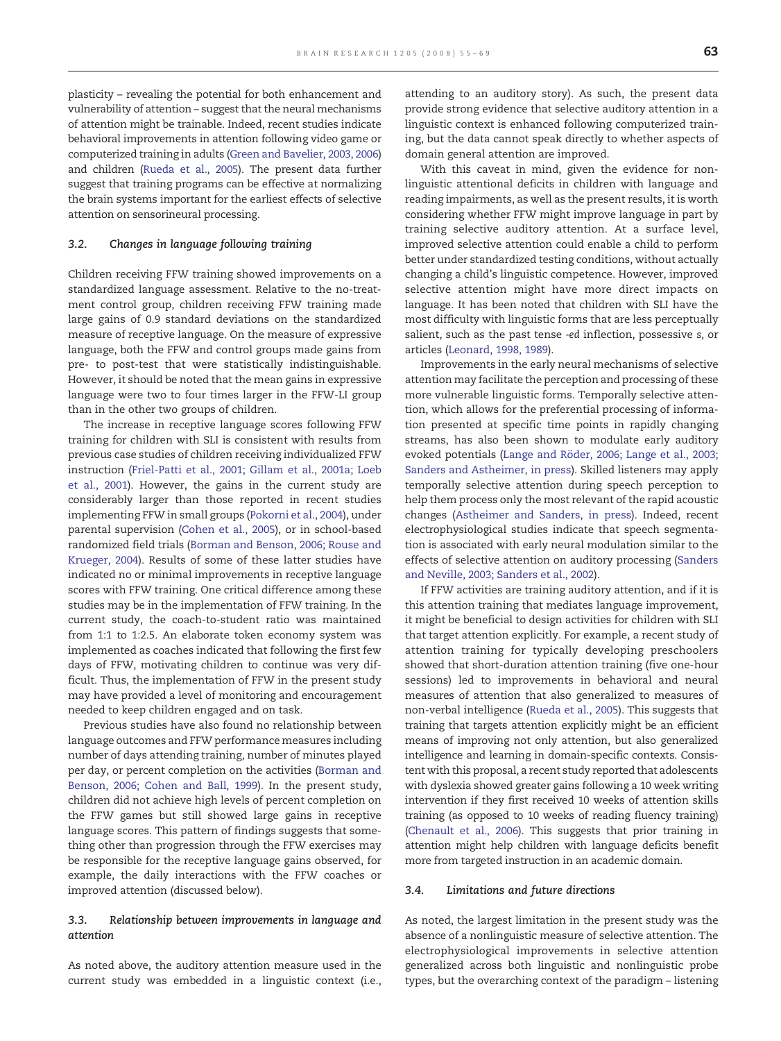plasticity – revealing the potential for both enhancement and vulnerability of attention – suggest that the neural mechanisms of attention might be trainable. Indeed, recent studies indicate behavioral improvements in attention following video game or computerized training in adults (Green and Bavelier, 2003, 2006) and children (Rueda et al., 2005). The present data further suggest that training programs can be effective at normalizing the brain systems important for the earliest effects of selective attention on sensorineural processing.

### 3.2. Changes in language following training

Children receiving FFW training showed improvements on a standardized language assessment. Relative to the no-treatment control group, children receiving FFW training made large gains of 0.9 standard deviations on the standardized measure of receptive language. On the measure of expressive language, both the FFW and control groups made gains from pre- to post-test that were statistically indistinguishable. However, it should be noted that the mean gains in expressive language were two to four times larger in the FFW-LI group than in the other two groups of children.

The increase in receptive language scores following FFW training for children with SLI is consistent with results from previous case studies of children receiving individualized FFW instruction (Friel-Patti et al., 2001; Gillam et al., 2001a; Loeb et al., 2001). However, the gains in the current study are considerably larger than those reported in recent studies implementing FFW in small groups (Pokorni et al., 2004), under parental supervision (Cohen et al., 2005), or in school-based randomized field trials (Borman and Benson, 2006; Rouse and Krueger, 2004). Results of some of these latter studies have indicated no or minimal improvements in receptive language scores with FFW training. One critical difference among these studies may be in the implementation of FFW training. In the current study, the coach-to-student ratio was maintained from 1:1 to 1:2.5. An elaborate token economy system was implemented as coaches indicated that following the first few days of FFW, motivating children to continue was very difficult. Thus, the implementation of FFW in the present study may have provided a level of monitoring and encouragement needed to keep children engaged and on task.

Previous studies have also found no relationship between language outcomes and FFW performance measures including number of days attending training, number of minutes played per day, or percent completion on the activities (Borman and Benson, 2006; Cohen and Ball, 1999). In the present study, children did not achieve high levels of percent completion on the FFW games but still showed large gains in receptive language scores. This pattern of findings suggests that something other than progression through the FFW exercises may be responsible for the receptive language gains observed, for example, the daily interactions with the FFW coaches or improved attention (discussed below).

### 3.3. Relationship between improvements in language and attention

As noted above, the auditory attention measure used in the current study was embedded in a linguistic context (i.e., attending to an auditory story). As such, the present data provide strong evidence that selective auditory attention in a linguistic context is enhanced following computerized training, but the data cannot speak directly to whether aspects of domain general attention are improved.

With this caveat in mind, given the evidence for non-linguistic attentional deficits in children with language and reading impairments, as well as the present results, it is worth considering whether FFW might improve language in part by training selective auditory attention. At a surface level, improved selective attention could enable a child to perform better under standardized testing conditions, without actually changing a child's linguistic competence. However, improved selective attention might have more direct impacts on language. It has been noted that children with SLI have the most difficulty with linguistic forms that are less perceptually salient, such as the past tense *-ed* inflection, possessive *s*, or articles (Leonard, 1998, 1989).

Improvements in the early neural mechanisms of selective attention may facilitate the perception and processing of these more vulnerable linguistic forms. Temporally selective attention, which allows for the preferential processing of information presented at specific time points in rapidly changing streams, has also been shown to modulate early auditory evoked potentials (Lange and Röder, 2006; Lange et al., 2003; Sanders and Astheimer, in press). Skilled listeners may apply temporally selective attention during speech perception to help them process only the most relevant of the rapid acoustic changes (Astheimer and Sanders, in press). Indeed, recent electrophysiological studies indicate that speech segmentation is associated with early neural modulation similar to the effects of selective attention on auditory processing (Sanders and Neville, 2003; Sanders et al., 2002).

If FFW activities are training auditory attention, and if it is this attention training that mediates language improvement, it might be beneficial to design activities for children with SLI that target attention explicitly. For example, a recent study of attention training for typically developing preschoolers showed that short-duration attention training (five one-hour sessions) led to improvements in behavioral and neural measures of attention that also generalized to measures of non-verbal intelligence (Rueda et al., 2005). This suggests that training that targets attention explicitly might be an efficient means of improving not only attention, but also generalized intelligence and learning in domain-specific contexts. Consistent with this proposal, a recent study reported that adolescents with dyslexia showed greater gains following a 10 week writing intervention if they first received 10 weeks of attention skills training (as opposed to 10 weeks of reading fluency training) (Chenault et al., 2006). This suggests that prior training in attention might help children with language deficits benefit more from targeted instruction in an academic domain.

### 3.4. Limitations and future directions

As noted, the largest limitation in the present study was the absence of a nonlinguistic measure of selective attention. The electrophysiological improvements in selective attention generalized across both linguistic and nonlinguistic probe types, but the overarching context of the paradigm – listening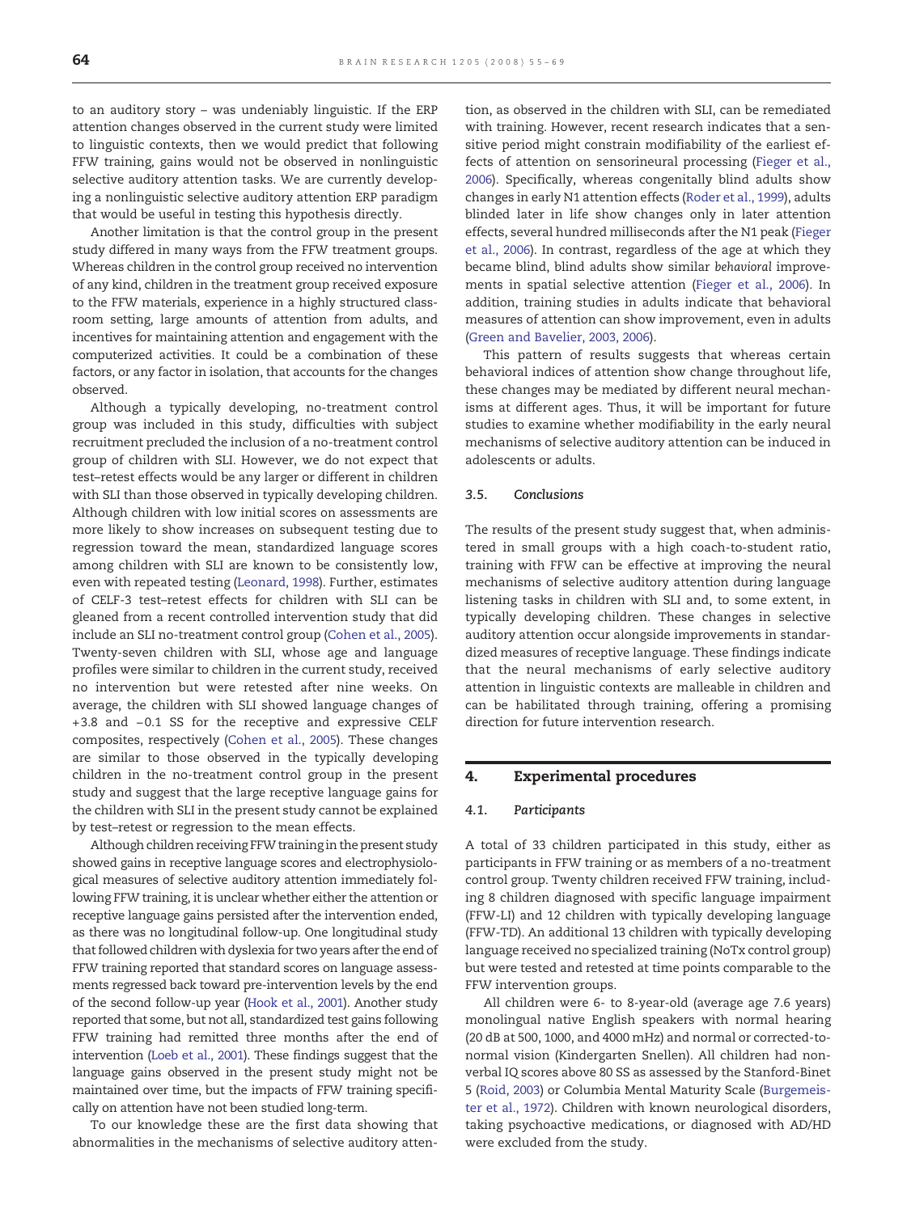to an auditory story – was undeniably linguistic. If the ERP attention changes observed in the current study were limited to linguistic contexts, then we would predict that following FFW training, gains would not be observed in nonlinguistic selective auditory attention tasks. We are currently developing a nonlinguistic selective auditory attention ERP paradigm that would be useful in testing this hypothesis directly.

Another limitation is that the control group in the present study differed in many ways from the FFW treatment groups. Whereas children in the control group received no intervention of any kind, children in the treatment group received exposure to the FFW materials, experience in a highly structured classroom setting, large amounts of attention from adults, and incentives for maintaining attention and engagement with the computerized activities. It could be a combination of these factors, or any factor in isolation, that accounts for the changes observed.

Although a typically developing, no-treatment control group was included in this study, difficulties with subject recruitment precluded the inclusion of a no-treatment control group of children with SLI. However, we do not expect that test–retest effects would be any larger or different in children with SLI than those observed in typically developing children. Although children with low initial scores on assessments are more likely to show increases on subsequent testing due to regression toward the mean, standardized language scores among children with SLI are known to be consistently low, even with repeated testing (Leonard, 1998). Further, estimates of CELF-3 test–retest effects for children with SLI can be gleaned from a recent controlled intervention study that did include an SLI no-treatment control group (Cohen et al., 2005). Twenty-seven children with SLI, whose age and language profiles were similar to children in the current study, received no intervention but were retested after nine weeks. On average, the children with SLI showed language changes of +3.8 and −0.1 SS for the receptive and expressive CELF composites, respectively (Cohen et al., 2005). These changes are similar to those observed in the typically developing children in the no-treatment control group in the present study and suggest that the large receptive language gains for the children with SLI in the present study cannot be explained by test–retest or regression to the mean effects.

Although children receiving FFW training in the present study showed gains in receptive language scores and electrophysiological measures of selective auditory attention immediately following FFW training, it is unclear whether either the attention or receptive language gains persisted after the intervention ended, as there was no longitudinal follow-up. One longitudinal study that followed children with dyslexia for two years after the end of FFW training reported that standard scores on language assessments regressed back toward pre-intervention levels by the end of the second follow-up year (Hook et al., 2001). Another study reported that some, but not all, standardized test gains following FFW training had remitted three months after the end of intervention (Loeb et al., 2001). These findings suggest that the language gains observed in the present study might not be maintained over time, but the impacts of FFW training specifically on attention have not been studied long-term.

To our knowledge these are the first data showing that abnormalities in the mechanisms of selective auditory attention, as observed in the children with SLI, can be remediated with training. However, recent research indicates that a sensitive period might constrain modifiability of the earliest effects of attention on sensorineural processing (Fieger et al., 2006). Specifically, whereas congenitally blind adults show changes in early N1 attention effects (Roder et al., 1999), adults blinded later in life show changes only in later attention effects, several hundred milliseconds after the N1 peak (Fieger et al., 2006). In contrast, regardless of the age at which they became blind, blind adults show similar *behavioral* improvements in spatial selective attention (Fieger et al., 2006). In addition, training studies in adults indicate that behavioral measures of attention can show improvement, even in adults (Green and Bavelier, 2003, 2006).

This pattern of results suggests that whereas certain behavioral indices of attention show change throughout life, these changes may be mediated by different neural mechanisms at different ages. Thus, it will be important for future studies to examine whether modifiability in the early neural mechanisms of selective auditory attention can be induced in adolescents or adults.

### 3.5. Conclusions

The results of the present study suggest that, when administered in small groups with a high coach-to-student ratio, training with FFW can be effective at improving the neural mechanisms of selective auditory attention during language listening tasks in children with SLI and, to some extent, in typically developing children. These changes in selective auditory attention occur alongside improvements in standardized measures of receptive language. These findings indicate that the neural mechanisms of early selective auditory attention in linguistic contexts are malleable in children and can be habilitated through training, offering a promising direction for future intervention research.

## 4. Experimental procedures

### 4.1. Participants

A total of 33 children participated in this study, either as participants in FFW training or as members of a no-treatment control group. Twenty children received FFW training, including 8 children diagnosed with specific language impairment (FFW-LI) and 12 children with typically developing language (FFW-TD). An additional 13 children with typically developing language received no specialized training (NoTx control group) but were tested and retested at time points comparable to the FFW intervention groups.

All children were 6- to 8-year-old (average age 7.6 years) monolingual native English speakers with normal hearing (20 dB at 500, 1000, and 4000 mHz) and normal or corrected-to-normal vision (Kindergarten Snellen). All children had nonverbal IQ scores above 80 SS as assessed by the Stanford-Binet 5 (Roid, 2003) or Columbia Mental Maturity Scale (Burgemeister et al., 1972). Children with known neurological disorders, taking psychoactive medications, or diagnosed with AD/HD were excluded from the study.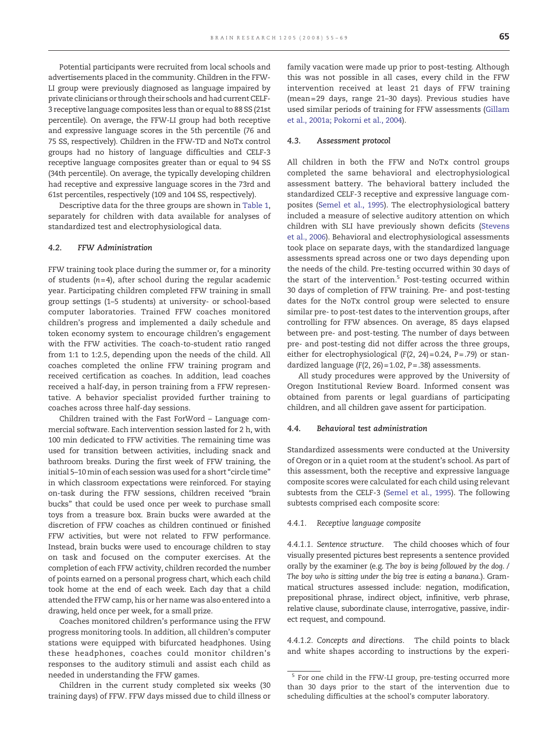Potential participants were recruited from local schools and advertisements placed in the community. Children in the FFW-LI group were previously diagnosed as language impaired by private clinicians or through their schools and had current CELF-3 receptive language composites less than or equal to 88 SS (21st percentile). On average, the FFW-LI group had both receptive and expressive language scores in the 5th percentile (76 and 75 SS, respectively). Children in the FFW-TD and NoTx control groups had no history of language difficulties and CELF-3 receptive language composites greater than or equal to 94 SS (34th percentile). On average, the typically developing children had receptive and expressive language scores in the 73rd and 61st percentiles, respectively (109 and 104 SS, respectively).

Descriptive data for the three groups are shown in Table 1, separately for children with data available for analyses of standardized test and electrophysiological data.

### 4.2. FFW Administration

FFW training took place during the summer or, for a minority of students ($n=4$), after school during the regular academic year. Participating children completed FFW training in small group settings (1–5 students) at university- or school-based computer laboratories. Trained FFW coaches monitored children's progress and implemented a daily schedule and token economy system to encourage children's engagement with the FFW activities. The coach-to-student ratio ranged from 1:1 to 1:2.5, depending upon the needs of the child. All coaches completed the online FFW training program and received certification as coaches. In addition, lead coaches received a half-day, in person training from a FFW representative. A behavior specialist provided further training to coaches across three half-day sessions.

Children trained with the Fast ForWord – Language commercial software. Each intervention session lasted for 2 h, with 100 min dedicated to FFW activities. The remaining time was used for transition between activities, including snack and bathroom breaks. During the first week of FFW training, the initial 5–10 min of each session was used for a short "circle time" in which classroom expectations were reinforced. For staying on-task during the FFW sessions, children received "brain bucks" that could be used once per week to purchase small toys from a treasure box. Brain bucks were awarded at the discretion of FFW coaches as children continued or finished FFW activities, but were not related to FFW performance. Instead, brain bucks were used to encourage children to stay on task and focused on the computer exercises. At the completion of each FFW activity, children recorded the number of points earned on a personal progress chart, which each child took home at the end of each week. Each day that a child attended the FFW camp, his or her name was also entered into a drawing, held once per week, for a small prize.

Coaches monitored children's performance using the FFW progress monitoring tools. In addition, all children's computer stations were equipped with bifurcated headphones. Using these headphones, coaches could monitor children's responses to the auditory stimuli and assist each child as needed in understanding the FFW games.

Children in the current study completed six weeks (30 training days) of FFW. FFW days missed due to child illness or family vacation were made up prior to post-testing. Although this was not possible in all cases, every child in the FFW intervention received at least 21 days of FFW training (mean=29 days, range 21–30 days). Previous studies have used similar periods of training for FFW assessments (Gillam et al., 2001a; Pokorni et al., 2004).

### 4.3. Assessment protocol

All children in both the FFW and NoTx control groups completed the same behavioral and electrophysiological assessment battery. The behavioral battery included the standardized CELF-3 receptive and expressive language composites (Semel et al., 1995). The electrophysiological battery included a measure of selective auditory attention on which children with SLI have previously shown deficits (Stevens et al., 2006). Behavioral and electrophysiological assessments took place on separate days, with the standardized language assessments spread across one or two days depending upon the needs of the child. Pre-testing occurred within 30 days of the start of the intervention.[5] Post-testing occurred within 30 days of completion of FFW training. Pre- and post-testing dates for the NoTx control group were selected to ensure similar pre- to post-test dates to the intervention groups, after controlling for FFW absences. On average, 85 days elapsed between pre- and post-testing. The number of days between pre- and post-testing did not differ across the three groups, either for electrophysiological ($F(2, 24)=0.24$, $P=.79$) or standardized language ($F(2, 26)=1.02$, $P=.38$) assessments.

All study procedures were approved by the University of Oregon Institutional Review Board. Informed consent was obtained from parents or legal guardians of participating children, and all children gave assent for participation.

### 4.4. Behavioral test administration

Standardized assessments were conducted at the University of Oregon or in a quiet room at the student's school. As part of this assessment, both the receptive and expressive language composite scores were calculated for each child using relevant subtests from the CELF-3 (Semel et al., 1995). The following subtests comprised each composite score:

#### 4.4.1. Receptive language composite

*4.4.1.1. Sentence structure.* The child chooses which of four visually presented pictures best represents a sentence provided orally by the examiner (e.g. *The boy is being followed by the dog. / The boy who is sitting under the big tree is eating a banana.*). Grammatical structures assessed include: negation, modification, prepositional phrase, indirect object, infinitive, verb phrase, relative clause, subordinate clause, interrogative, passive, indirect request, and compound.

*4.4.1.2. Concepts and directions.* The child points to black and white shapes according to instructions by the experi-

[5] For one child in the FFW-LI group, pre-testing occurred more than 30 days prior to the start of the intervention due to scheduling difficulties at the school's computer laboratory.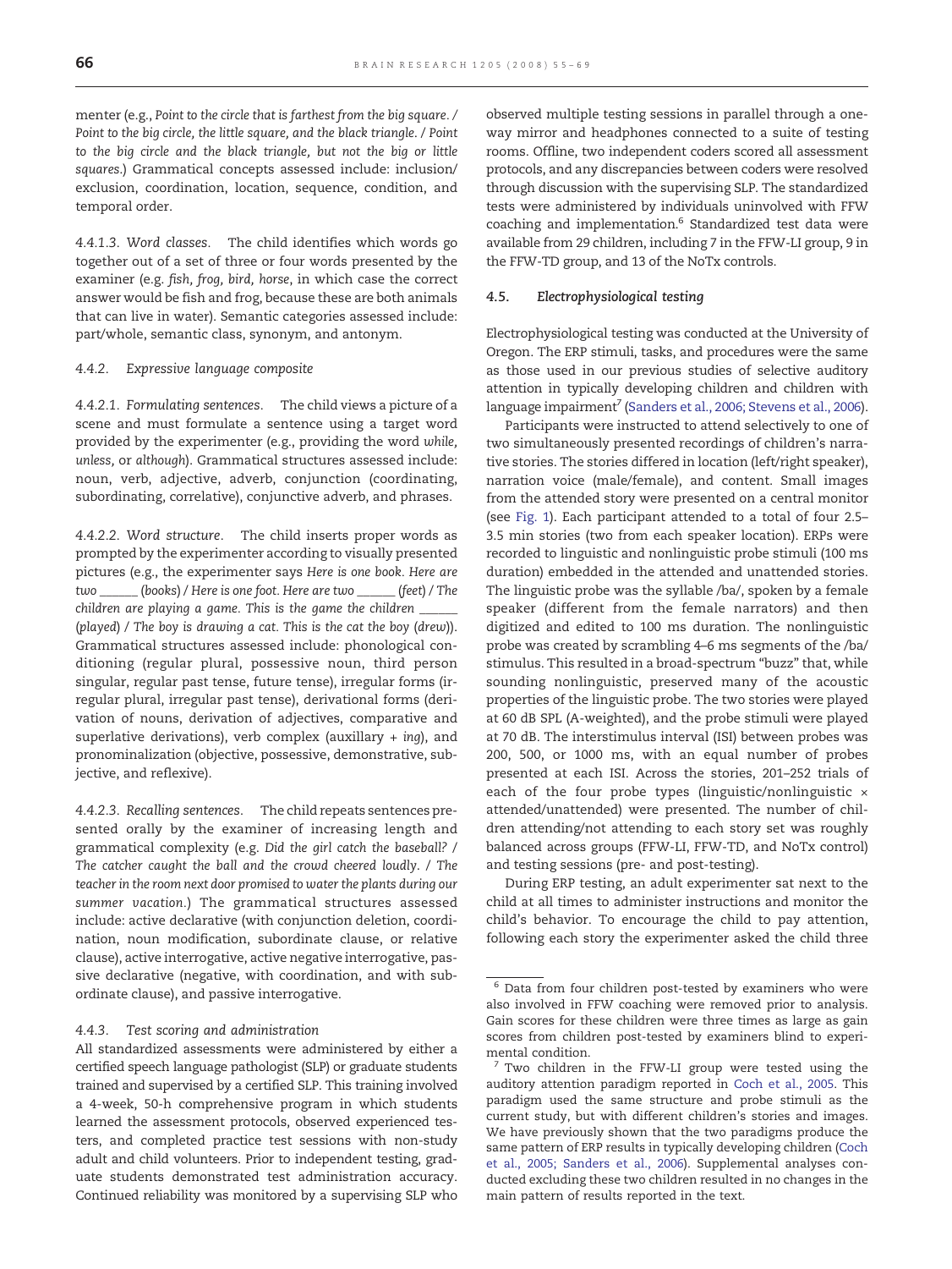menter (e.g., *Point to the circle that is farthest from the big square. / Point to the big circle, the little square, and the black triangle. / Point to the big circle and the black triangle, but not the big or little squares.*) Grammatical concepts assessed include: inclusion/exclusion, coordination, location, sequence, condition, and temporal order.

##### 4.4.1.3. Word classes.

The child identifies which words go together out of a set of three or four words presented by the examiner (e.g. *fish, frog, bird, horse*, in which case the correct answer would be fish and frog, because these are both animals that can live in water). Semantic categories assessed include: part/whole, semantic class, synonym, and antonym.

#### 4.4.2. Expressive language composite

##### 4.4.2.1. Formulating sentences.

The child views a picture of a scene and must formulate a sentence using a target word provided by the experimenter (e.g., providing the word *while, unless,* or *although*). Grammatical structures assessed include: noun, verb, adjective, adverb, conjunction (coordinating, subordinating, correlative), conjunctive adverb, and phrases.

##### 4.4.2.2. Word structure.

The child inserts proper words as prompted by the experimenter according to visually presented pictures (e.g., the experimenter says *Here is one book. Here are two ______ (books) / Here is one foot. Here are two ______ (feet) / The children are playing a game. This is the game the children ______ (played) / The boy is drawing a cat. This is the cat the boy (drew)*). Grammatical structures assessed include: phonological conditioning (regular plural, possessive noun, third person singular, regular past tense, future tense), irregular forms (irregular plural, irregular past tense), derivational forms (derivation of nouns, derivation of adjectives, comparative and superlative derivations), verb complex (auxillary + *ing*), and pronominalization (objective, possessive, demonstrative, subjective, and reflexive).

##### 4.4.2.3. Recalling sentences.

The child repeats sentences presented orally by the examiner of increasing length and grammatical complexity (e.g. *Did the girl catch the baseball? / The catcher caught the ball and the crowd cheered loudly. / The teacher in the room next door promised to water the plants during our summer vacation.*) The grammatical structures assessed include: active declarative (with conjunction deletion, coordination, noun modification, subordinate clause, or relative clause), active interrogative, active negative interrogative, passive declarative (negative, with coordination, and with subordinate clause), and passive interrogative.

#### 4.4.3. Test scoring and administration

All standardized assessments were administered by either a certified speech language pathologist (SLP) or graduate students trained and supervised by a certified SLP. This training involved a 4-week, 50-h comprehensive program in which students learned the assessment protocols, observed experienced testers, and completed practice test sessions with non-study adult and child volunteers. Prior to independent testing, graduate students demonstrated test administration accuracy. Continued reliability was monitored by a supervising SLP who observed multiple testing sessions in parallel through a one-way mirror and headphones connected to a suite of testing rooms. Offline, two independent coders scored all assessment protocols, and any discrepancies between coders were resolved through discussion with the supervising SLP. The standardized tests were administered by individuals uninvolved with FFW coaching and implementation.[6] Standardized test data were available from 29 children, including 7 in the FFW-LI group, 9 in the FFW-TD group, and 13 of the NoTx controls.

### 4.5. Electrophysiological testing

Electrophysiological testing was conducted at the University of Oregon. The ERP stimuli, tasks, and procedures were the same as those used in our previous studies of selective auditory attention in typically developing children and children with language impairment[7] (Sanders et al., 2006; Stevens et al., 2006).

Participants were instructed to attend selectively to one of two simultaneously presented recordings of children's narrative stories. The stories differed in location (left/right speaker), narration voice (male/female), and content. Small images from the attended story were presented on a central monitor (see Fig. 1). Each participant attended to a total of four 2.5–3.5 min stories (two from each speaker location). ERPs were recorded to linguistic and nonlinguistic probe stimuli (100 ms duration) embedded in the attended and unattended stories. The linguistic probe was the syllable /ba/, spoken by a female speaker (different from the female narrators) and then digitized and edited to 100 ms duration. The nonlinguistic probe was created by scrambling 4–6 ms segments of the /ba/ stimulus. This resulted in a broad-spectrum "buzz" that, while sounding nonlinguistic, preserved many of the acoustic properties of the linguistic probe. The two stories were played at 60 dB SPL (A-weighted), and the probe stimuli were played at 70 dB. The interstimulus interval (ISI) between probes was 200, 500, or 1000 ms, with an equal number of probes presented at each ISI. Across the stories, 201–252 trials of each of the four probe types (linguistic/nonlinguistic × attended/unattended) were presented. The number of children attending/not attending to each story set was roughly balanced across groups (FFW-LI, FFW-TD, and NoTx control) and testing sessions (pre- and post-testing).

During ERP testing, an adult experimenter sat next to the child at all times to administer instructions and monitor the child's behavior. To encourage the child to pay attention, following each story the experimenter asked the child three

---

[6] Data from four children post-tested by examiners who were also involved in FFW coaching were removed prior to analysis. Gain scores for these children were three times as large as gain scores from children post-tested by examiners blind to experimental condition.

[7] Two children in the FFW-LI group were tested using the auditory attention paradigm reported in Coch et al., 2005. This paradigm used the same structure and probe stimuli as the current study, but with different children's stories and images. We have previously shown that the two paradigms produce the same pattern of ERP results in typically developing children (Coch et al., 2005; Sanders et al., 2006). Supplemental analyses conducted excluding these two children resulted in no changes in the main pattern of results reported in the text.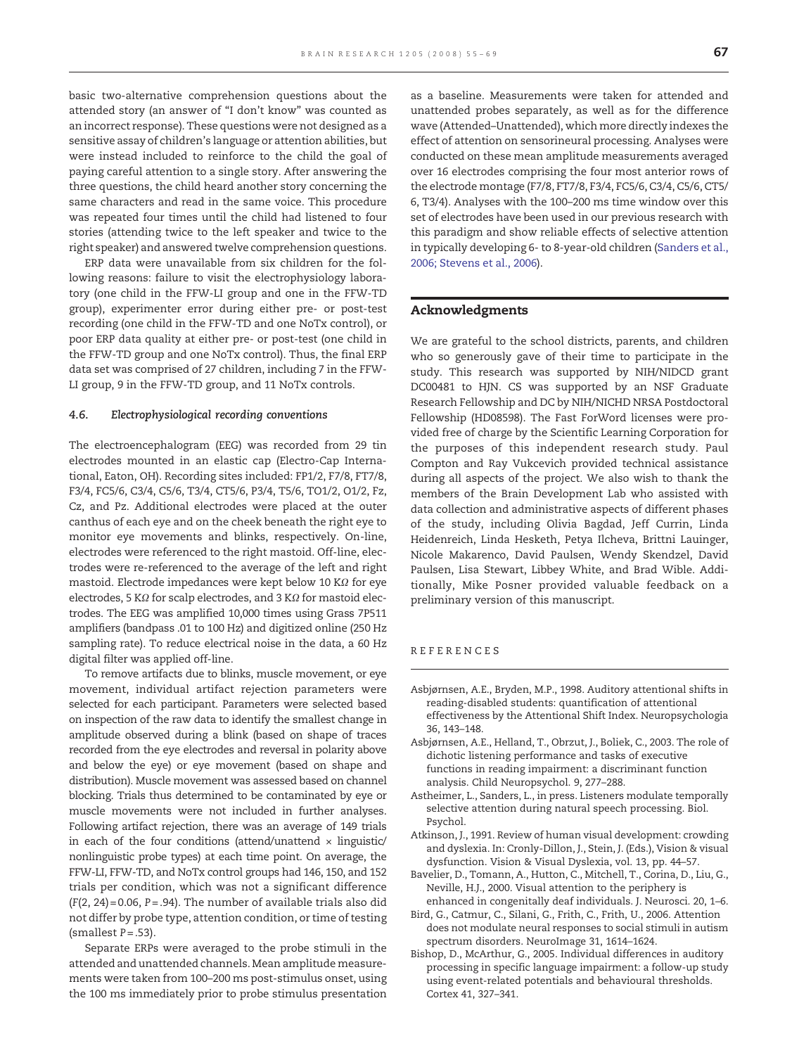basic two-alternative comprehension questions about the attended story (an answer of "I don't know" was counted as an incorrect response). These questions were not designed as a sensitive assay of children's language or attention abilities, but were instead included to reinforce to the child the goal of paying careful attention to a single story. After answering the three questions, the child heard another story concerning the same characters and read in the same voice. This procedure was repeated four times until the child had listened to four stories (attending twice to the left speaker and twice to the right speaker) and answered twelve comprehension questions.

ERP data were unavailable from six children for the following reasons: failure to visit the electrophysiology laboratory (one child in the FFW-LI group and one in the FFW-TD group), experimenter error during either pre- or post-test recording (one child in the FFW-TD and one NoTx control), or poor ERP data quality at either pre- or post-test (one child in the FFW-TD group and one NoTx control). Thus, the final ERP data set was comprised of 27 children, including 7 in the FFW-LI group, 9 in the FFW-TD group, and 11 NoTx controls.

### 4.6. *Electrophysiological recording conventions*

The electroencephalogram (EEG) was recorded from 29 tin electrodes mounted in an elastic cap (Electro-Cap International, Eaton, OH). Recording sites included: FP1/2, F7/8, FT7/8, F3/4, FC5/6, C3/4, C5/6, T3/4, CT5/6, P3/4, T5/6, TO1/2, O1/2, Fz, Cz, and Pz. Additional electrodes were placed at the outer canthus of each eye and on the cheek beneath the right eye to monitor eye movements and blinks, respectively. On-line, electrodes were referenced to the right mastoid. Off-line, electrodes were re-referenced to the average of the left and right mastoid. Electrode impedances were kept below 10 KΩ for eye electrodes, 5 KΩ for scalp electrodes, and 3 KΩ for mastoid electrodes. The EEG was amplified 10,000 times using Grass 7P511 amplifiers (bandpass .01 to 100 Hz) and digitized online (250 Hz sampling rate). To reduce electrical noise in the data, a 60 Hz digital filter was applied off-line.

To remove artifacts due to blinks, muscle movement, or eye movement, individual artifact rejection parameters were selected for each participant. Parameters were selected based on inspection of the raw data to identify the smallest change in amplitude observed during a blink (based on shape of traces recorded from the eye electrodes and reversal in polarity above and below the eye) or eye movement (based on shape and distribution). Muscle movement was assessed based on channel blocking. Trials thus determined to be contaminated by eye or muscle movements were not included in further analyses. Following artifact rejection, there was an average of 149 trials in each of the four conditions (attend/unattend × linguistic/nonlinguistic probe types) at each time point. On average, the FFW-LI, FFW-TD, and NoTx control groups had 146, 150, and 152 trials per condition, which was not a significant difference ($F(2, 24) = 0.06$, $P = .94$). The number of available trials also did not differ by probe type, attention condition, or time of testing (smallest $P = .53$).

Separate ERPs were averaged to the probe stimuli in the attended and unattended channels. Mean amplitude measurements were taken from 100–200 ms post-stimulus onset, using the 100 ms immediately prior to probe stimulus presentation as a baseline. Measurements were taken for attended and unattended probes separately, as well as for the difference wave (Attended–Unattended), which more directly indexes the effect of attention on sensorineural processing. Analyses were conducted on these mean amplitude measurements averaged over 16 electrodes comprising the four most anterior rows of the electrode montage (F7/8, FT7/8, F3/4, FC5/6, C3/4, C5/6, CT5/6, T3/4). Analyses with the 100–200 ms time window over this set of electrodes have been used in our previous research with this paradigm and show reliable effects of selective attention in typically developing 6- to 8-year-old children (Sanders et al., 2006; Stevens et al., 2006).

## Acknowledgments

We are grateful to the school districts, parents, and children who so generously gave of their time to participate in the study. This research was supported by NIH/NIDCD grant DC00481 to HJN. CS was supported by an NSF Graduate Research Fellowship and DC by NIH/NICHD NRSA Postdoctoral Fellowship (HD08598). The Fast ForWord licenses were provided free of charge by the Scientific Learning Corporation for the purposes of this independent research study. Paul Compton and Ray Vukcevich provided technical assistance during all aspects of the project. We also wish to thank the members of the Brain Development Lab who assisted with data collection and administrative aspects of different phases of the study, including Olivia Bagdad, Jeff Currin, Linda Heidenreich, Linda Hesketh, Petya Ilcheva, Brittni Lauinger, Nicole Makarenco, David Paulsen, Wendy Skendzel, David Paulsen, Lisa Stewart, Libbey White, and Brad Wible. Additionally, Mike Posner provided valuable feedback on a preliminary version of this manuscript.

## REFERENCES

- Asbjørnsen, A.E., Bryden, M.P., 1998. Auditory attentional shifts in reading-disabled students: quantification of attentional effectiveness by the Attentional Shift Index. Neuropsychologia 36, 143–148.
- Asbjørnsen, A.E., Helland, T., Obrzut, J., Boliek, C., 2003. The role of dichotic listening performance and tasks of executive functions in reading impairment: a discriminant function analysis. Child Neuropsychol. 9, 277–288.
- Astheimer, L., Sanders, L., in press. Listeners modulate temporally selective attention during natural speech processing. Biol. Psychol.
- Atkinson, J., 1991. Review of human visual development: crowding and dyslexia. In: Cronly-Dillon, J., Stein, J. (Eds.), Vision & visual dysfunction. Vision & Visual Dyslexia, vol. 13, pp. 44–57.
- Bavelier, D., Tomann, A., Hutton, C., Mitchell, T., Corina, D., Liu, G., Neville, H.J., 2000. Visual attention to the periphery is enhanced in congenitally deaf individuals. J. Neurosci. 20, 1–6.
- Bird, G., Catmur, C., Silani, G., Frith, C., Frith, U., 2006. Attention does not modulate neural responses to social stimuli in autism spectrum disorders. NeuroImage 31, 1614–1624.
- Bishop, D., McArthur, G., 2005. Individual differences in auditory processing in specific language impairment: a follow-up study using event-related potentials and behavioural thresholds. Cortex 41, 327–341.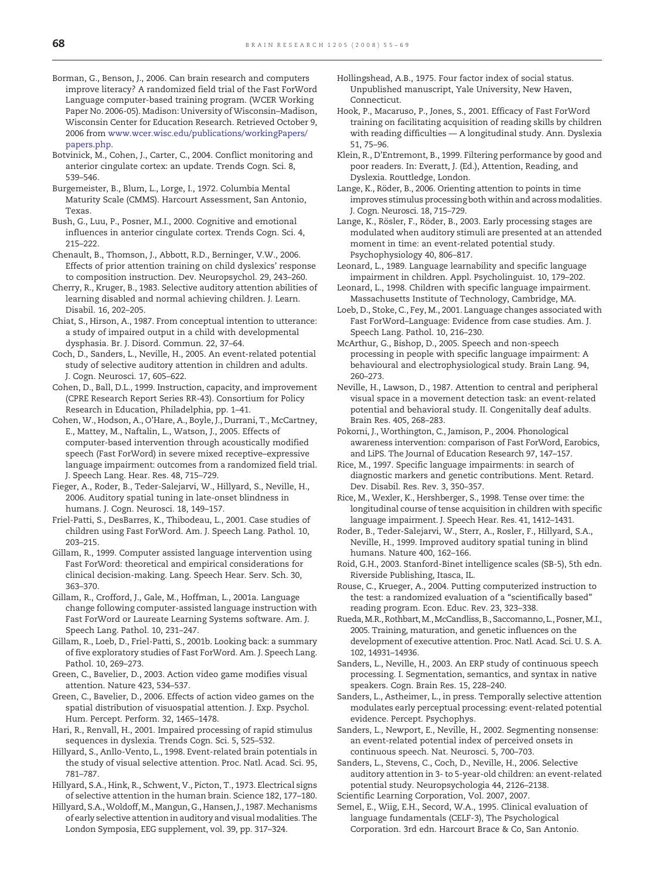Borman, G., Benson, J., 2006. Can brain research and computers improve literacy? A randomized field trial of the Fast ForWord Language computer-based training program. (WCER Working Paper No. 2006-05). Madison: University of Wisconsin–Madison, Wisconsin Center for Education Research. Retrieved October 9, 2006 from www.wcer.wisc.edu/publications/workingPapers/papers.php.

Botvinick, M., Cohen, J., Carter, C., 2004. Conflict monitoring and anterior cingulate cortex: an update. Trends Cogn. Sci. 8, 539–546.

Burgemeister, B., Blum, L., Lorge, I., 1972. Columbia Mental Maturity Scale (CMMS). Harcourt Assessment, San Antonio, Texas.

Bush, G., Luu, P., Posner, M.I., 2000. Cognitive and emotional influences in anterior cingulate cortex. Trends Cogn. Sci. 4, 215–222.

Chenault, B., Thomson, J., Abbott, R.D., Berninger, V.W., 2006. Effects of prior attention training on child dyslexics' response to composition instruction. Dev. Neuropsychol. 29, 243–260.

Cherry, R., Kruger, B., 1983. Selective auditory attention abilities of learning disabled and normal achieving children. J. Learn. Disabil. 16, 202–205.

Chiat, S., Hirson, A., 1987. From conceptual intention to utterance: a study of impaired output in a child with developmental dysphasia. Br. J. Disord. Commun. 22, 37–64.

Coch, D., Sanders, L., Neville, H., 2005. An event-related potential study of selective auditory attention in children and adults. J. Cogn. Neurosci. 17, 605–622.

Cohen, D., Ball, D.L., 1999. Instruction, capacity, and improvement (CPRE Research Report Series RR-43). Consortium for Policy Research in Education, Philadelphia, pp. 1–41.

Cohen, W., Hodson, A., O'Hare, A., Boyle, J., Durrani, T., McCartney, E., Mattey, M., Naftalin, L., Watson, J., 2005. Effects of computer-based intervention through acoustically modified speech (Fast ForWord) in severe mixed receptive–expressive language impairment: outcomes from a randomized field trial. J. Speech Lang. Hear. Res. 48, 715–729.

Fieger, A., Roder, B., Teder-Salejarvi, W., Hillyard, S., Neville, H., 2006. Auditory spatial tuning in late-onset blindness in humans. J. Cogn. Neurosci. 18, 149–157.

Friel-Patti, S., DesBarres, K., Thibodeau, L., 2001. Case studies of children using Fast ForWord. Am. J. Speech Lang. Pathol. 10, 203–215.

Gillam, R., 1999. Computer assisted language intervention using Fast ForWord: theoretical and empirical considerations for clinical decision-making. Lang. Speech Hear. Serv. Sch. 30, 363–370.

Gillam, R., Crofford, J., Gale, M., Hoffman, L., 2001a. Language change following computer-assisted language instruction with Fast ForWord or Laureate Learning Systems software. Am. J. Speech Lang. Pathol. 10, 231–247.

Gillam, R., Loeb, D., Friel-Patti, S., 2001b. Looking back: a summary of five exploratory studies of Fast ForWord. Am. J. Speech Lang. Pathol. 10, 269–273.

Green, C., Bavelier, D., 2003. Action video game modifies visual attention. Nature 423, 534–537.

Green, C., Bavelier, D., 2006. Effects of action video games on the spatial distribution of visuospatial attention. J. Exp. Psychol. Hum. Percept. Perform. 32, 1465–1478.

Hari, R., Renvall, H., 2001. Impaired processing of rapid stimulus sequences in dyslexia. Trends Cogn. Sci. 5, 525–532.

Hillyard, S., Anllo-Vento, L., 1998. Event-related brain potentials in the study of visual selective attention. Proc. Natl. Acad. Sci. 95, 781–787.

Hillyard, S.A., Hink, R., Schwent, V., Picton, T., 1973. Electrical signs of selective attention in the human brain. Science 182, 177–180.

Hillyard, S.A., Woldoff, M., Mangun, G., Hansen, J., 1987. Mechanisms of early selective attention in auditory and visual modalities. The London Symposia, EEG supplement, vol. 39, pp. 317–324.

Hollingshead, A.B., 1975. Four factor index of social status. Unpublished manuscript, Yale University, New Haven, Connecticut.

Hook, P., Macaruso, P., Jones, S., 2001. Efficacy of Fast ForWord training on facilitating acquisition of reading skills by children with reading difficulties — A longitudinal study. Ann. Dyslexia 51, 75–96.

Klein, R., D'Entremont, B., 1999. Filtering performance by good and poor readers. In: Everatt, J. (Ed.), Attention, Reading, and Dyslexia. Routtledge, London.

Lange, K., Röder, B., 2006. Orienting attention to points in time improves stimulus processing both within and across modalities. J. Cogn. Neurosci. 18, 715–729.

Lange, K., Rösler, F., Röder, B., 2003. Early processing stages are modulated when auditory stimuli are presented at an attended moment in time: an event-related potential study. Psychophysiology 40, 806–817.

Leonard, L., 1989. Language learnability and specific language impairment in children. Appl. Psycholinguist. 10, 179–202.

Leonard, L., 1998. Children with specific language impairment. Massachusetts Institute of Technology, Cambridge, MA.

Loeb, D., Stoke, C., Fey, M., 2001. Language changes associated with Fast ForWord–Language: Evidence from case studies. Am. J. Speech Lang. Pathol. 10, 216–230.

McArthur, G., Bishop, D., 2005. Speech and non-speech processing in people with specific language impairment: A behavioural and electrophysiological study. Brain Lang. 94, 260–273.

Neville, H., Lawson, D., 1987. Attention to central and peripheral visual space in a movement detection task: an event-related potential and behavioral study. II. Congenitally deaf adults. Brain Res. 405, 268–283.

Pokorni, J., Worthington, C., Jamison, P., 2004. Phonological awareness intervention: comparison of Fast ForWord, Earobics, and LiPS. The Journal of Education Research 97, 147–157.

Rice, M., 1997. Specific language impairments: in search of diagnostic markers and genetic contributions. Ment. Retard. Dev. Disabil. Res. Rev. 3, 350–357.

Rice, M., Wexler, K., Hershberger, S., 1998. Tense over time: the longitudinal course of tense acquisition in children with specific language impairment. J. Speech Hear. Res. 41, 1412–1431.

Roder, B., Teder-Salejarvi, W., Sterr, A., Rosler, F., Hillyard, S.A., Neville, H., 1999. Improved auditory spatial tuning in blind humans. Nature 400, 162–166.

Roid, G.H., 2003. Stanford-Binet intelligence scales (SB-5), 5th edn. Riverside Publishing, Itasca, IL.

Rouse, C., Krueger, A., 2004. Putting computerized instruction to the test: a randomized evaluation of a "scientifically based" reading program. Econ. Educ. Rev. 23, 323–338.

Rueda, M.R., Rothbart, M., McCandliss, B., Saccomanno, L., Posner, M.I., 2005. Training, maturation, and genetic influences on the development of executive attention. Proc. Natl. Acad. Sci. U. S. A. 102, 14931–14936.

Sanders, L., Neville, H., 2003. An ERP study of continuous speech processing. I. Segmentation, semantics, and syntax in native speakers. Cogn. Brain Res. 15, 228–240.

Sanders, L., Astheimer, L., in press. Temporally selective attention modulates early perceptual processing: event-related potential evidence. Percept. Psychophys.

Sanders, L., Newport, E., Neville, H., 2002. Segmenting nonsense: an event-related potential index of perceived onsets in continuous speech. Nat. Neurosci. 5, 700–703.

Sanders, L., Stevens, C., Coch, D., Neville, H., 2006. Selective auditory attention in 3- to 5-year-old children: an event-related potential study. Neuropsychologia 44, 2126–2138.

Scientific Learning Corporation, Vol. 2007, 2007.

Semel, E., Wiig, E.H., Secord, W.A., 1995. Clinical evaluation of language fundamentals (CELF-3), The Psychological Corporation. 3rd edn. Harcourt Brace & Co, San Antonio.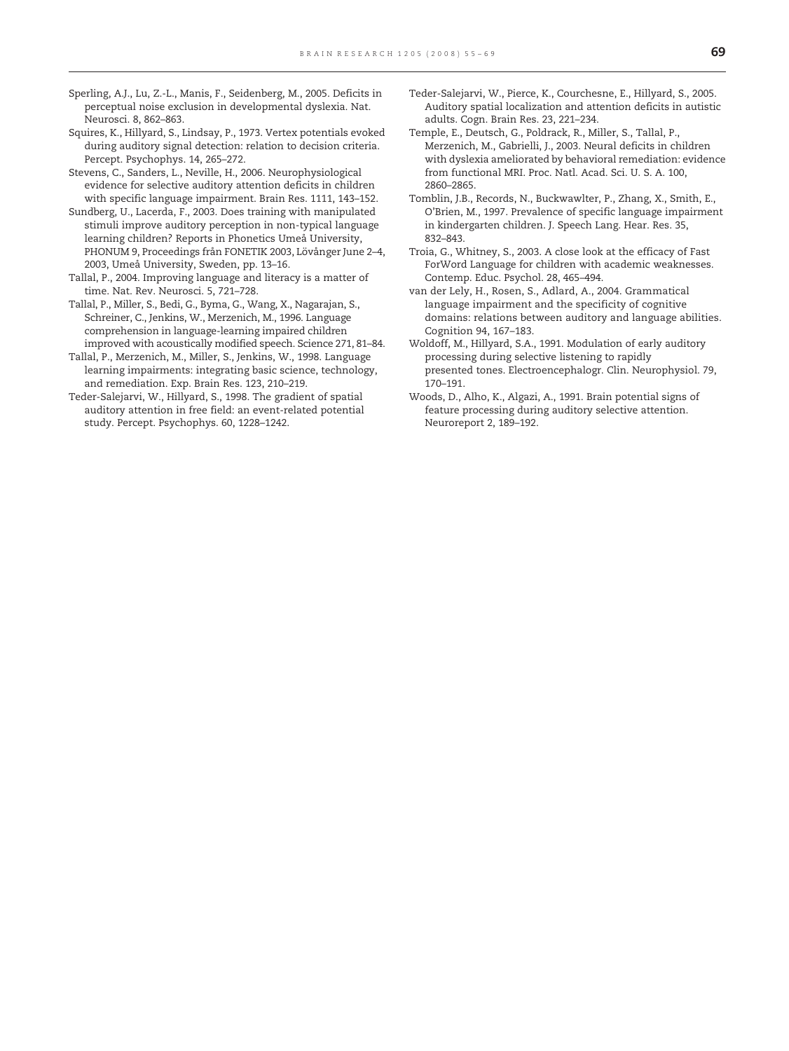Sperling, A.J., Lu, Z.-L., Manis, F., Seidenberg, M., 2005. Deficits in perceptual noise exclusion in developmental dyslexia. Nat. Neurosci. 8, 862–863.

Squires, K., Hillyard, S., Lindsay, P., 1973. Vertex potentials evoked during auditory signal detection: relation to decision criteria. Percept. Psychophys. 14, 265–272.

Stevens, C., Sanders, L., Neville, H., 2006. Neurophysiological evidence for selective auditory attention deficits in children with specific language impairment. Brain Res. 1111, 143–152.

Sundberg, U., Lacerda, F., 2003. Does training with manipulated stimuli improve auditory perception in non-typical language learning children? Reports in Phonetics Umeå University, PHONUM 9, Proceedings från FONETIK 2003, Lövånger June 2–4, 2003, Umeå University, Sweden, pp. 13–16.

Tallal, P., 2004. Improving language and literacy is a matter of time. Nat. Rev. Neurosci. 5, 721–728.

Tallal, P., Miller, S., Bedi, G., Byma, G., Wang, X., Nagarajan, S., Schreiner, C., Jenkins, W., Merzenich, M., 1996. Language comprehension in language-learning impaired children improved with acoustically modified speech. Science 271, 81–84.

Tallal, P., Merzenich, M., Miller, S., Jenkins, W., 1998. Language learning impairments: integrating basic science, technology, and remediation. Exp. Brain Res. 123, 210–219.

Teder-Salejarvi, W., Hillyard, S., 1998. The gradient of spatial auditory attention in free field: an event-related potential study. Percept. Psychophys. 60, 1228–1242.

Teder-Salejarvi, W., Pierce, K., Courchesne, E., Hillyard, S., 2005. Auditory spatial localization and attention deficits in autistic adults. Cogn. Brain Res. 23, 221–234.

Temple, E., Deutsch, G., Poldrack, R., Miller, S., Tallal, P., Merzenich, M., Gabrielli, J., 2003. Neural deficits in children with dyslexia ameliorated by behavioral remediation: evidence from functional MRI. Proc. Natl. Acad. Sci. U. S. A. 100, 2860–2865.

Tomblin, J.B., Records, N., Buckwawlter, P., Zhang, X., Smith, E., O'Brien, M., 1997. Prevalence of specific language impairment in kindergarten children. J. Speech Lang. Hear. Res. 35, 832–843.

Troia, G., Whitney, S., 2003. A close look at the efficacy of Fast ForWord Language for children with academic weaknesses. Contemp. Educ. Psychol. 28, 465–494.

van der Lely, H., Rosen, S., Adlard, A., 2004. Grammatical language impairment and the specificity of cognitive domains: relations between auditory and language abilities. Cognition 94, 167–183.

Woldoff, M., Hillyard, S.A., 1991. Modulation of early auditory processing during selective listening to rapidly presented tones. Electroencephalogr. Clin. Neurophysiol. 79, 170–191.

Woods, D., Alho, K., Algazi, A., 1991. Brain potential signs of feature processing during auditory selective attention. Neuroreport 2, 189–192.